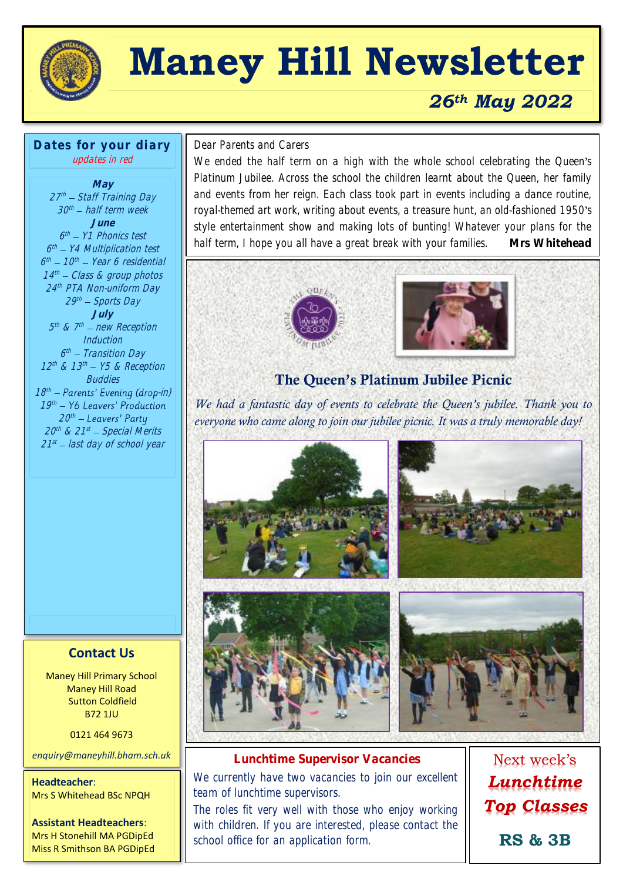# Maney Hill Newsletter

## *26th May 2022*

Dear Parents and Carers

We ended the half term on a high with the whole school celebrating the Queen's Platinum Jubilee. Across the school the children learnt about the Queen, her family and events from her reign. Each class took part in events including a dance routine, royal-themed art work, writing about events, a treasure hunt, an old-fashioned 1950's style entertainment show and making lots of bunting! Whatever your plans for the half term, I hope you all have a great break with your families. **Mrs Whitehead**

## The Queen's Platinum Jubilee Picnic

*We had a fantastic day of events to celebrate the Queen's jubilee. Thank you to everyone who came along to join our jubilee picnic. It was a truly memorable day!*

### Lunchtime Supervisor Vacancies

We currently have two vacancies to join our excellent team of lunchtime supervisors.

The roles fit very well with those who enjoy working with children. If you are interested, please contact the school office for an application form.

### Next week's *Lunchtime Top Classes*

**RS & 3B**

### Dates for your diary

*updates in red*

**May**

- 27th – Staff Training Day
- 30th – half term week

**June**

- 6th – Y1 Phonics test
- 6th – Y4 Multiplication test
- 6th – 10th – Year 6 residential
- 14th – Class & group photos
- 24th PTA Non-uniform Day
- 29th – Sports Day

**July**

- 5th & 7th – new Reception Induction
- 6th – Transition Day
- 12th & 13th – Y5 & Reception Buddies
- 18th – Parents' Evening (drop-in)
- 19th – Y6 Leavers' Production
- 20th – Leavers' Party
- 20th & 21st – Special Merits
- 21st – last day of school year

### Contact Us

Maney Hill Primary School
Maney Hill Road
Sutton Coldfield
B72 1JU

0121 464 9673

*enquiry@maneyhill.bham.sch.uk*

**Headteacher**:
Mrs S Whitehead BSc NPQH

**Assistant Headteachers**:
Mrs H Stonehill MA PGDipEd
Miss R Smithson BA PGDipEd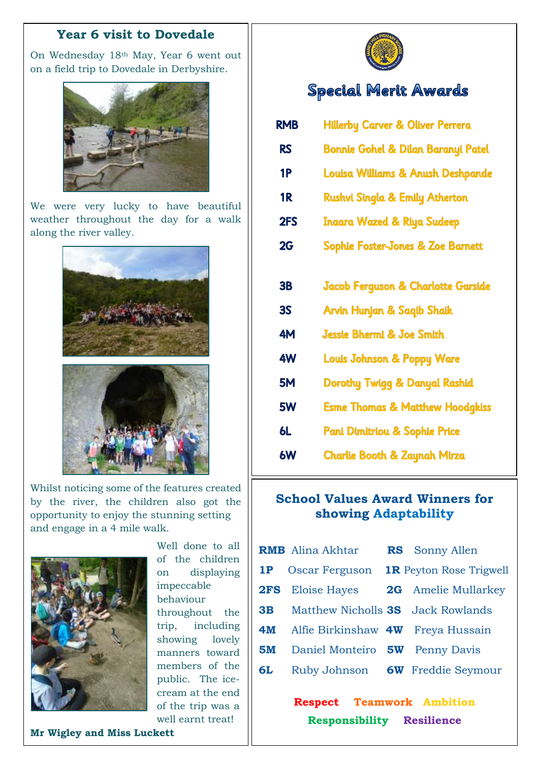## Year 6 visit to Dovedale

On Wednesday 18th May, Year 6 went out on a field trip to Dovedale in Derbyshire.

We were very lucky to have beautiful weather throughout the day for a walk along the river valley.

Whilst noticing some of the features created by the river, the children also got the opportunity to enjoy the stunning setting and engage in a 4 mile walk.

Well done to all of the children on displaying impeccable behaviour throughout the trip, including showing lovely manners toward members of the public. The ice-cream at the end of the trip was a well earnt treat!

**Mr Wigley and Miss Luckett**

## Special Merit Awards

| | |
|---|---|
| RMB | Hillerby Carver & Oliver Perrera |
| RS | Bonnie Gohel & Dilan Baranyi Patel |
| 1P | Louisa Williams & Anush Deshpande |
| 1R | Rushvi Singla & Emily Atherton |
| 2FS | Inaara Wazed & Riya Sudeep |
| 2G | Sophie Foster-Jones & Zoe Barnett |
| 3B | Jacob Ferguson & Charlotte Garside |
| 3S | Arvin Hunjan & Saqib Shaik |
| 4M | Jessie Bhermi & Joe Smith |
| 4W | Louis Johnson & Poppy Ware |
| 5M | Dorothy Twigg & Danyal Rashid |
| 5W | Esme Thomas & Matthew Hoodgkiss |
| 6L | Pani Dimitriou & Sophie Price |
| 6W | Charlie Booth & Zaynah Mirza |

## School Values Award Winners for showing Adaptability

| | | | |
|---|---|---|---|
| **RMB** | Alina Akhtar | **RS** | Sonny Allen |
| **1P** | Oscar Ferguson | **1R** | Peyton Rose Trigwell |
| **2FS** | Eloise Hayes | **2G** | Amelie Mullarkey |
| **3B** | Matthew Nicholls | **3S** | Jack Rowlands |
| **4M** | Alfie Birkinshaw | **4W** | Freya Hussain |
| **5M** | Daniel Monteiro | **5W** | Penny Davis |
| **6L** | Ruby Johnson | **6W** | Freddie Seymour |

**Respect** **Teamwork** **Ambition**
**Responsibility** **Resilience**